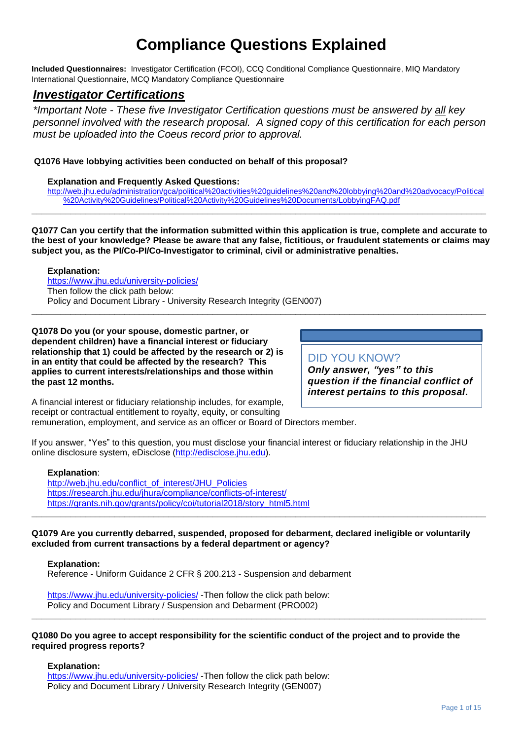# Compliance Questions Explained

**Included Questionnaires:** Investigator Certification (FCOI), CCQ Conditional Compliance Questionnaire, MIQ Mandatory International Questionnaire, MCQ Mandatory Compliance Questionnaire

## ***Investigator Certifications***

*\*Important Note - These five Investigator Certification questions must be answered by all key personnel involved with the research proposal. A signed copy of this certification for each person must be uploaded into the Coeus record prior to approval.*

**Q1076 Have lobbying activities been conducted on behalf of this proposal?**

**Explanation and Frequently Asked Questions:**
http://web.jhu.edu/administration/gca/political%20activities%20guidelines%20and%20lobbying%20and%20advocacy/Political%20Activity%20Guidelines/Political%20Activity%20Guidelines%20Documents/LobbyingFAQ.pdf

---

**Q1077 Can you certify that the information submitted within this application is true, complete and accurate to the best of your knowledge? Please be aware that any false, fictitious, or fraudulent statements or claims may subject you, as the PI/Co-PI/Co-Investigator to criminal, civil or administrative penalties.**

**Explanation:**
https://www.jhu.edu/university-policies/
Then follow the click path below:
Policy and Document Library - University Research Integrity (GEN007)

---

**Q1078 Do you (or your spouse, domestic partner, or dependent children) have a financial interest or fiduciary relationship that 1) could be affected by the research or 2) is in an entity that could be affected by the research? This applies to current interests/relationships and those within the past 12 months.**

> DID YOU KNOW?
> ***Only answer, "yes" to this question if the financial conflict of interest pertains to this proposal.***

A financial interest or fiduciary relationship includes, for example, receipt or contractual entitlement to royalty, equity, or consulting remuneration, employment, and service as an officer or Board of Directors member.

If you answer, "Yes" to this question, you must disclose your financial interest or fiduciary relationship in the JHU online disclosure system, eDisclose (http://edisclose.jhu.edu).

**Explanation**:
http://web.jhu.edu/conflict_of_interest/JHU_Policies
https://research.jhu.edu/jhura/compliance/conflicts-of-interest/
https://grants.nih.gov/grants/policy/coi/tutorial2018/story_html5.html

---

**Q1079 Are you currently debarred, suspended, proposed for debarment, declared ineligible or voluntarily excluded from current transactions by a federal department or agency?**

**Explanation:**
Reference - Uniform Guidance 2 CFR § 200.213 - Suspension and debarment

https://www.jhu.edu/university-policies/ -Then follow the click path below:
Policy and Document Library / Suspension and Debarment (PRO002)

---

**Q1080 Do you agree to accept responsibility for the scientific conduct of the project and to provide the required progress reports?**

**Explanation:**
https://www.jhu.edu/university-policies/ -Then follow the click path below:
Policy and Document Library / University Research Integrity (GEN007)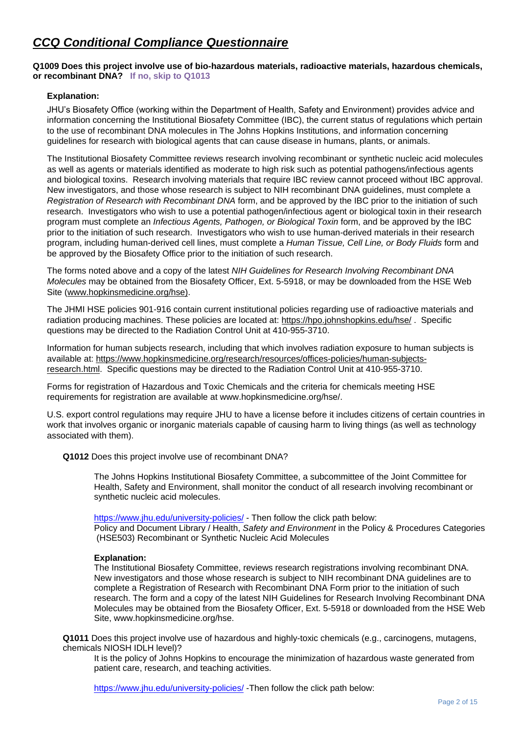# *CCQ Conditional Compliance Questionnaire*

**Q1009 Does this project involve use of bio-hazardous materials, radioactive materials, hazardous chemicals, or recombinant DNA? If no, skip to Q1013**

**Explanation:**

JHU's Biosafety Office (working within the Department of Health, Safety and Environment) provides advice and information concerning the Institutional Biosafety Committee (IBC), the current status of regulations which pertain to the use of recombinant DNA molecules in The Johns Hopkins Institutions, and information concerning guidelines for research with biological agents that can cause disease in humans, plants, or animals.

The Institutional Biosafety Committee reviews research involving recombinant or synthetic nucleic acid molecules as well as agents or materials identified as moderate to high risk such as potential pathogens/infectious agents and biological toxins. Research involving materials that require IBC review cannot proceed without IBC approval. New investigators, and those whose research is subject to NIH recombinant DNA guidelines, must complete a *Registration of Research with Recombinant DNA* form, and be approved by the IBC prior to the initiation of such research. Investigators who wish to use a potential pathogen/infectious agent or biological toxin in their research program must complete an *Infectious Agents, Pathogen, or Biological Toxin* form, and be approved by the IBC prior to the initiation of such research. Investigators who wish to use human-derived materials in their research program, including human-derived cell lines, must complete a *Human Tissue, Cell Line, or Body Fluids* form and be approved by the Biosafety Office prior to the initiation of such research.

The forms noted above and a copy of the latest *NIH Guidelines for Research Involving Recombinant DNA Molecules* may be obtained from the Biosafety Officer, Ext. 5-5918, or may be downloaded from the HSE Web Site (www.hopkinsmedicine.org/hse).

The JHMI HSE policies 901-916 contain current institutional policies regarding use of radioactive materials and radiation producing machines. These policies are located at: https://hpo.johnshopkins.edu/hse/ . Specific questions may be directed to the Radiation Control Unit at 410-955-3710.

Information for human subjects research, including that which involves radiation exposure to human subjects is available at: https://www.hopkinsmedicine.org/research/resources/offices-policies/human-subjects-research.html. Specific questions may be directed to the Radiation Control Unit at 410-955-3710.

Forms for registration of Hazardous and Toxic Chemicals and the criteria for chemicals meeting HSE requirements for registration are available at www.hopkinsmedicine.org/hse/.

U.S. export control regulations may require JHU to have a license before it includes citizens of certain countries in work that involves organic or inorganic materials capable of causing harm to living things (as well as technology associated with them).

**Q1012** Does this project involve use of recombinant DNA?

The Johns Hopkins Institutional Biosafety Committee, a subcommittee of the Joint Committee for Health, Safety and Environment, shall monitor the conduct of all research involving recombinant or synthetic nucleic acid molecules.

https://www.jhu.edu/university-policies/ - Then follow the click path below:
Policy and Document Library / Health, *Safety and Environment* in the Policy & Procedures Categories (HSE503) Recombinant or Synthetic Nucleic Acid Molecules

**Explanation:**
The Institutional Biosafety Committee, reviews research registrations involving recombinant DNA. New investigators and those whose research is subject to NIH recombinant DNA guidelines are to complete a Registration of Research with Recombinant DNA Form prior to the initiation of such research. The form and a copy of the latest NIH Guidelines for Research Involving Recombinant DNA Molecules may be obtained from the Biosafety Officer, Ext. 5-5918 or downloaded from the HSE Web Site, www.hopkinsmedicine.org/hse.

**Q1011** Does this project involve use of hazardous and highly-toxic chemicals (e.g., carcinogens, mutagens, chemicals NIOSH IDLH level)?

It is the policy of Johns Hopkins to encourage the minimization of hazardous waste generated from patient care, research, and teaching activities.

https://www.jhu.edu/university-policies/ -Then follow the click path below: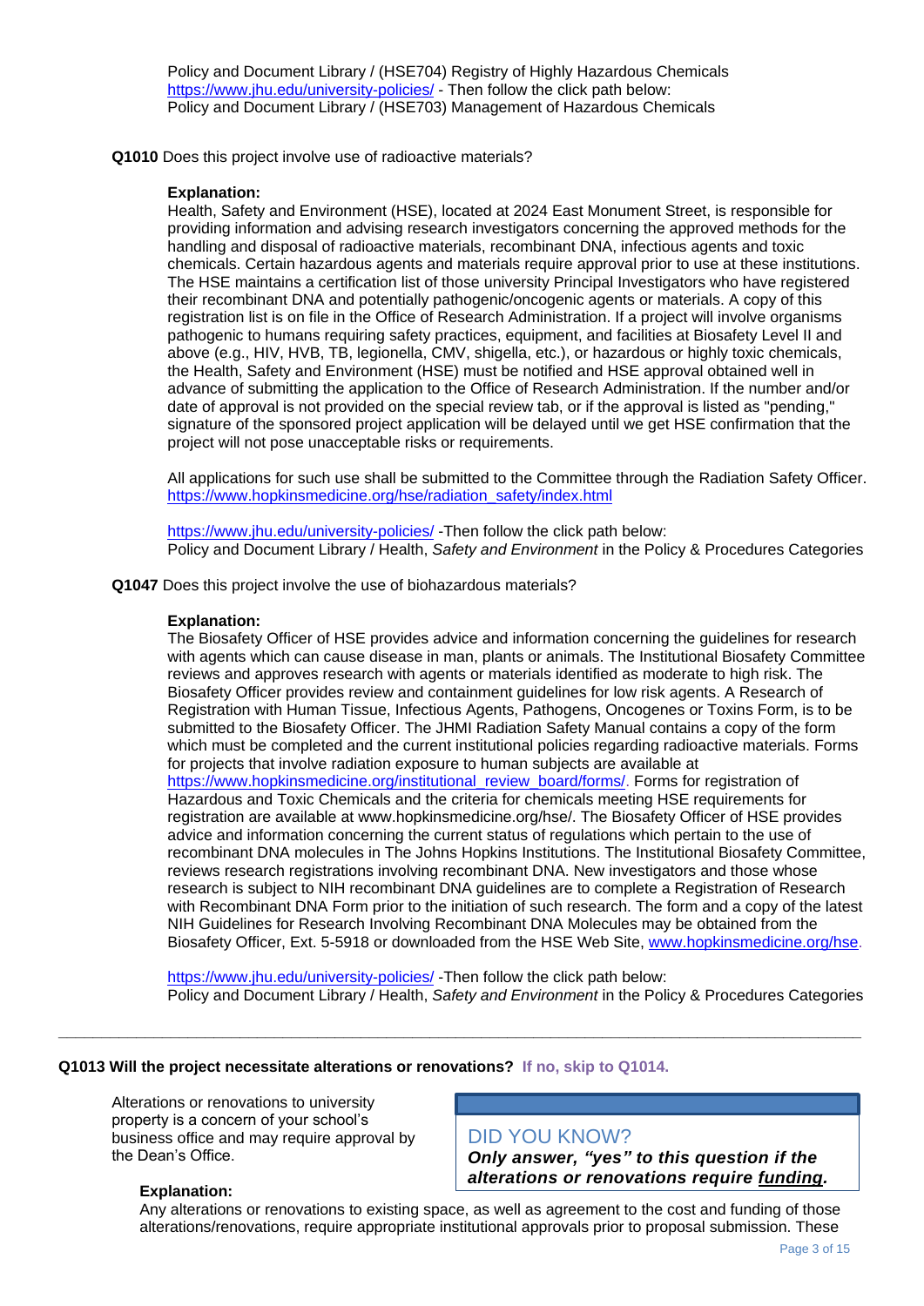Policy and Document Library / (HSE704) Registry of Highly Hazardous Chemicals
https://www.jhu.edu/university-policies/ - Then follow the click path below:
Policy and Document Library / (HSE703) Management of Hazardous Chemicals

**Q1010** Does this project involve use of radioactive materials?

**Explanation:**
Health, Safety and Environment (HSE), located at 2024 East Monument Street, is responsible for providing information and advising research investigators concerning the approved methods for the handling and disposal of radioactive materials, recombinant DNA, infectious agents and toxic chemicals. Certain hazardous agents and materials require approval prior to use at these institutions. The HSE maintains a certification list of those university Principal Investigators who have registered their recombinant DNA and potentially pathogenic/oncogenic agents or materials. A copy of this registration list is on file in the Office of Research Administration. If a project will involve organisms pathogenic to humans requiring safety practices, equipment, and facilities at Biosafety Level II and above (e.g., HIV, HVB, TB, legionella, CMV, shigella, etc.), or hazardous or highly toxic chemicals, the Health, Safety and Environment (HSE) must be notified and HSE approval obtained well in advance of submitting the application to the Office of Research Administration. If the number and/or date of approval is not provided on the special review tab, or if the approval is listed as "pending," signature of the sponsored project application will be delayed until we get HSE confirmation that the project will not pose unacceptable risks or requirements.

All applications for such use shall be submitted to the Committee through the Radiation Safety Officer.
https://www.hopkinsmedicine.org/hse/radiation_safety/index.html

https://www.jhu.edu/university-policies/ -Then follow the click path below:
Policy and Document Library / Health, *Safety and Environment* in the Policy & Procedures Categories

**Q1047** Does this project involve the use of biohazardous materials?

**Explanation:**
The Biosafety Officer of HSE provides advice and information concerning the guidelines for research with agents which can cause disease in man, plants or animals. The Institutional Biosafety Committee reviews and approves research with agents or materials identified as moderate to high risk. The Biosafety Officer provides review and containment guidelines for low risk agents. A Research of Registration with Human Tissue, Infectious Agents, Pathogens, Oncogenes or Toxins Form, is to be submitted to the Biosafety Officer. The JHMI Radiation Safety Manual contains a copy of the form which must be completed and the current institutional policies regarding radioactive materials. Forms for projects that involve radiation exposure to human subjects are available at https://www.hopkinsmedicine.org/institutional_review_board/forms/. Forms for registration of Hazardous and Toxic Chemicals and the criteria for chemicals meeting HSE requirements for registration are available at www.hopkinsmedicine.org/hse/. The Biosafety Officer of HSE provides advice and information concerning the current status of regulations which pertain to the use of recombinant DNA molecules in The Johns Hopkins Institutions. The Institutional Biosafety Committee, reviews research registrations involving recombinant DNA. New investigators and those whose research is subject to NIH recombinant DNA guidelines are to complete a Registration of Research with Recombinant DNA Form prior to the initiation of such research. The form and a copy of the latest NIH Guidelines for Research Involving Recombinant DNA Molecules may be obtained from the Biosafety Officer, Ext. 5-5918 or downloaded from the HSE Web Site, www.hopkinsmedicine.org/hse.

https://www.jhu.edu/university-policies/ -Then follow the click path below:
Policy and Document Library / Health, *Safety and Environment* in the Policy & Procedures Categories

---

**Q1013 Will the project necessitate alterations or renovations? If no, skip to Q1014.**

Alterations or renovations to university property is a concern of your school's business office and may require approval by the Dean's Office.

> DID YOU KNOW?
> ***Only answer, "yes" to this question if the alterations or renovations require funding.***

**Explanation:**
Any alterations or renovations to existing space, as well as agreement to the cost and funding of those alterations/renovations, require appropriate institutional approvals prior to proposal submission. These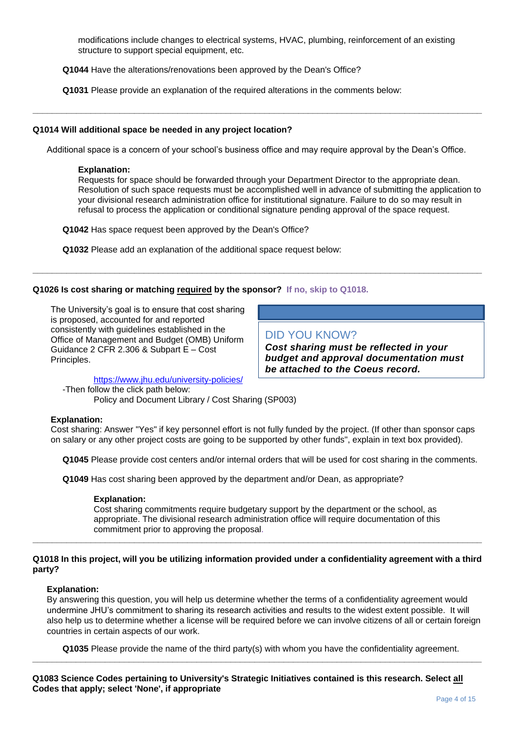modifications include changes to electrical systems, HVAC, plumbing, reinforcement of an existing structure to support special equipment, etc.

**Q1044** Have the alterations/renovations been approved by the Dean's Office?

**Q1031** Please provide an explanation of the required alterations in the comments below:

---

**Q1014 Will additional space be needed in any project location?**

Additional space is a concern of your school's business office and may require approval by the Dean's Office.

**Explanation:**
Requests for space should be forwarded through your Department Director to the appropriate dean. Resolution of such space requests must be accomplished well in advance of submitting the application to your divisional research administration office for institutional signature. Failure to do so may result in refusal to process the application or conditional signature pending approval of the space request.

**Q1042** Has space request been approved by the Dean's Office?

**Q1032** Please add an explanation of the additional space request below:

---

**Q1026 Is cost sharing or matching <u>required</u> by the sponsor?** If no, skip to Q1018.

The University's goal is to ensure that cost sharing is proposed, accounted for and reported consistently with guidelines established in the Office of Management and Budget (OMB) Uniform Guidance 2 CFR 2.306 & Subpart E – Cost Principles.

> DID YOU KNOW?
> ***Cost sharing must be reflected in your budget and approval documentation must be attached to the Coeus record.***

https://www.jhu.edu/university-policies/
-Then follow the click path below:
Policy and Document Library / Cost Sharing (SP003)

**Explanation:**
Cost sharing: Answer "Yes" if key personnel effort is not fully funded by the project. (If other than sponsor caps on salary or any other project costs are going to be supported by other funds", explain in text box provided).

**Q1045** Please provide cost centers and/or internal orders that will be used for cost sharing in the comments.

**Q1049** Has cost sharing been approved by the department and/or Dean, as appropriate?

**Explanation:**
Cost sharing commitments require budgetary support by the department or the school, as appropriate. The divisional research administration office will require documentation of this commitment prior to approving the proposal.

---

**Q1018 In this project, will you be utilizing information provided under a confidentiality agreement with a third party?**

**Explanation:**
By answering this question, you will help us determine whether the terms of a confidentiality agreement would undermine JHU's commitment to sharing its research activities and results to the widest extent possible. It will also help us to determine whether a license will be required before we can involve citizens of all or certain foreign countries in certain aspects of our work.

**Q1035** Please provide the name of the third party(s) with whom you have the confidentiality agreement.

---

**Q1083 Science Codes pertaining to University's Strategic Initiatives contained is this research. Select <u>all</u> Codes that apply; select 'None', if appropriate**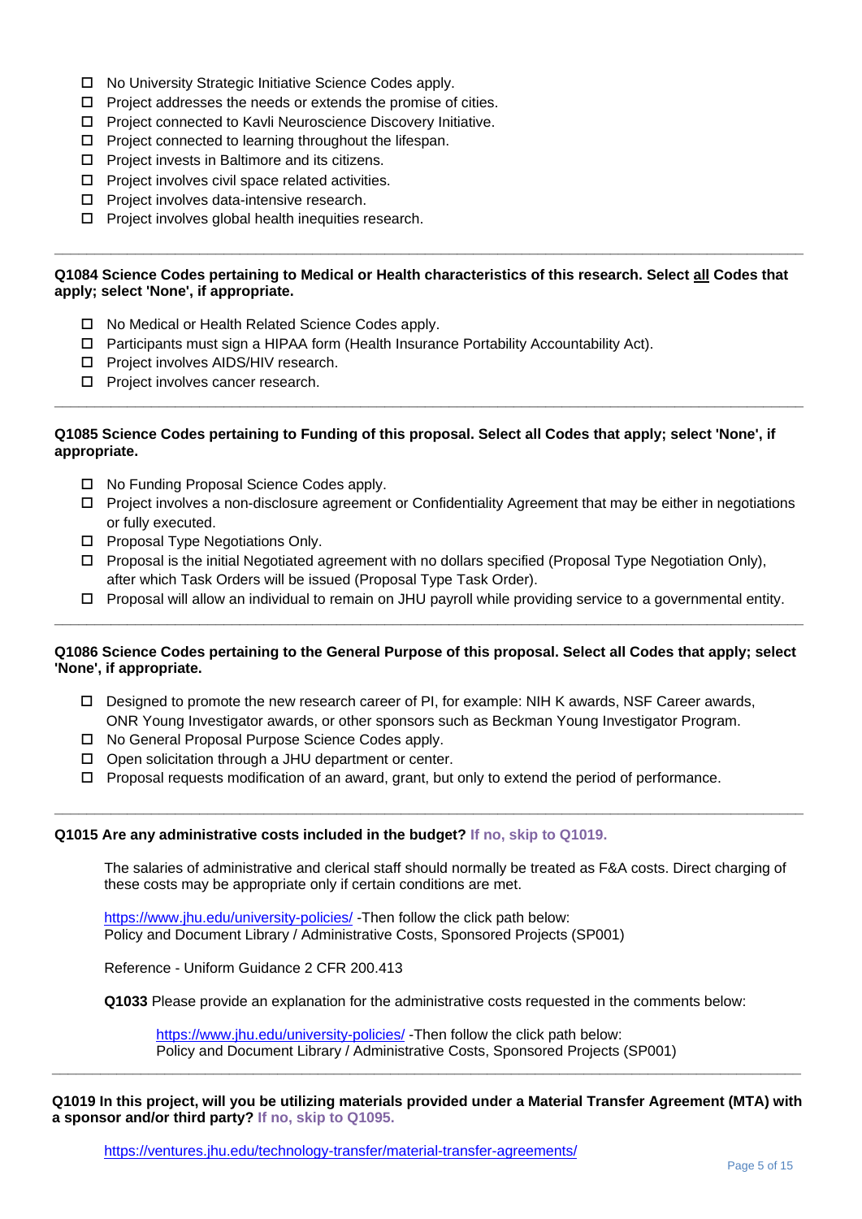- ☐ No University Strategic Initiative Science Codes apply.
- ☐ Project addresses the needs or extends the promise of cities.
- ☐ Project connected to Kavli Neuroscience Discovery Initiative.
- ☐ Project connected to learning throughout the lifespan.
- ☐ Project invests in Baltimore and its citizens.
- ☐ Project involves civil space related activities.
- ☐ Project involves data-intensive research.
- ☐ Project involves global health inequities research.

---

**Q1084 Science Codes pertaining to Medical or Health characteristics of this research. Select <u>all</u> Codes that apply; select 'None', if appropriate.**

- ☐ No Medical or Health Related Science Codes apply.
- ☐ Participants must sign a HIPAA form (Health Insurance Portability Accountability Act).
- ☐ Project involves AIDS/HIV research.
- ☐ Project involves cancer research.

---

**Q1085 Science Codes pertaining to Funding of this proposal. Select all Codes that apply; select 'None', if appropriate.**

- ☐ No Funding Proposal Science Codes apply.
- ☐ Project involves a non-disclosure agreement or Confidentiality Agreement that may be either in negotiations or fully executed.
- ☐ Proposal Type Negotiations Only.
- ☐ Proposal is the initial Negotiated agreement with no dollars specified (Proposal Type Negotiation Only), after which Task Orders will be issued (Proposal Type Task Order).
- ☐ Proposal will allow an individual to remain on JHU payroll while providing service to a governmental entity.

---

**Q1086 Science Codes pertaining to the General Purpose of this proposal. Select all Codes that apply; select 'None', if appropriate.**

- ☐ Designed to promote the new research career of PI, for example: NIH K awards, NSF Career awards, ONR Young Investigator awards, or other sponsors such as Beckman Young Investigator Program.
- ☐ No General Proposal Purpose Science Codes apply.
- ☐ Open solicitation through a JHU department or center.
- ☐ Proposal requests modification of an award, grant, but only to extend the period of performance.

---

**Q1015 Are any administrative costs included in the budget?** If no, skip to Q1019.

The salaries of administrative and clerical staff should normally be treated as F&A costs. Direct charging of these costs may be appropriate only if certain conditions are met.

https://www.jhu.edu/university-policies/ -Then follow the click path below:
Policy and Document Library / Administrative Costs, Sponsored Projects (SP001)

Reference - Uniform Guidance 2 CFR 200.413

**Q1033** Please provide an explanation for the administrative costs requested in the comments below:

https://www.jhu.edu/university-policies/ -Then follow the click path below:
Policy and Document Library / Administrative Costs, Sponsored Projects (SP001)

---

**Q1019 In this project, will you be utilizing materials provided under a Material Transfer Agreement (MTA) with a sponsor and/or third party?** If no, skip to Q1095.

https://ventures.jhu.edu/technology-transfer/material-transfer-agreements/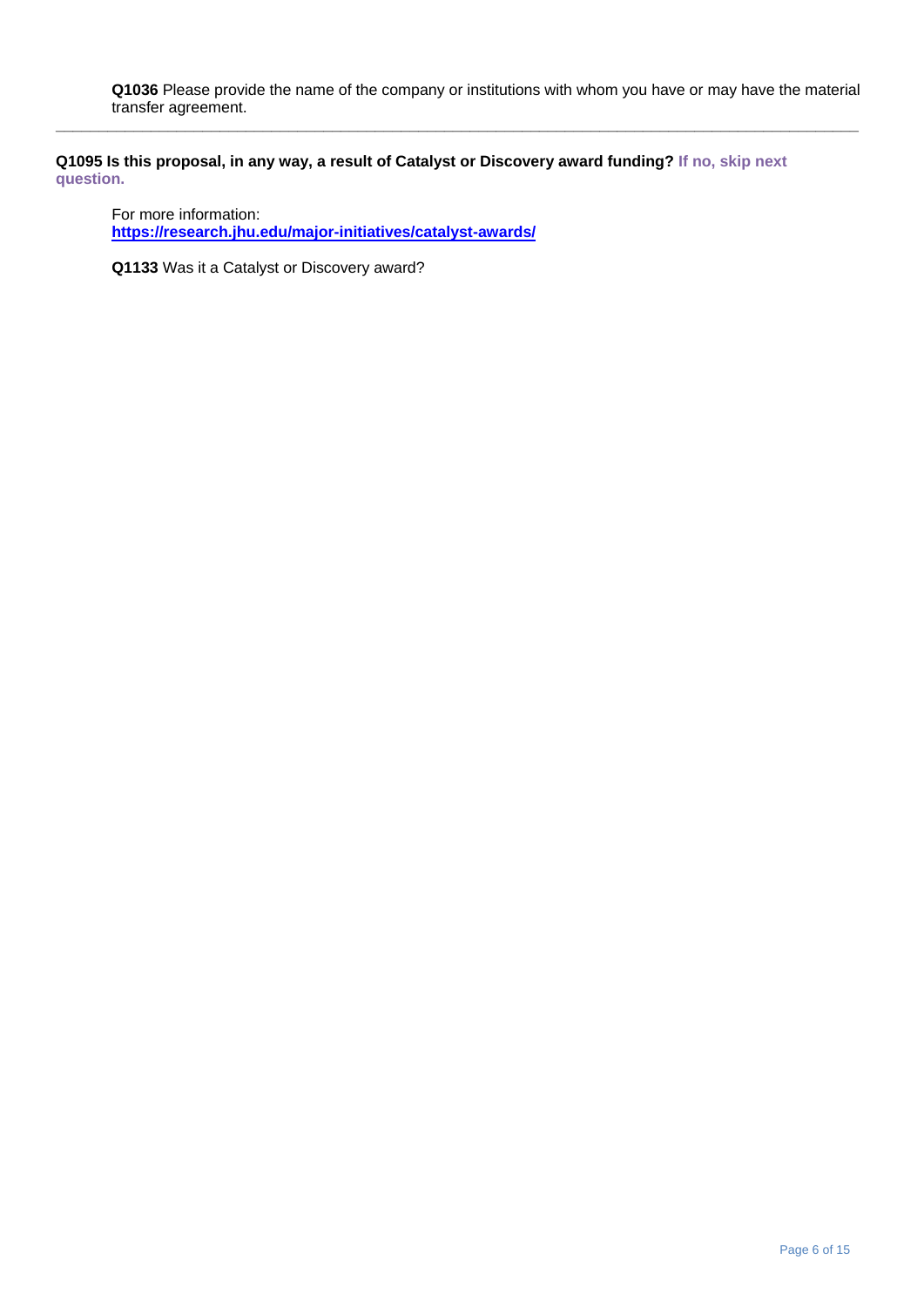**Q1036** Please provide the name of the company or institutions with whom you have or may have the material transfer agreement.

---

**Q1095 Is this proposal, in any way, a result of Catalyst or Discovery award funding? If no, skip next question.**

For more information:
**https://research.jhu.edu/major-initiatives/catalyst-awards/**

**Q1133** Was it a Catalyst or Discovery award?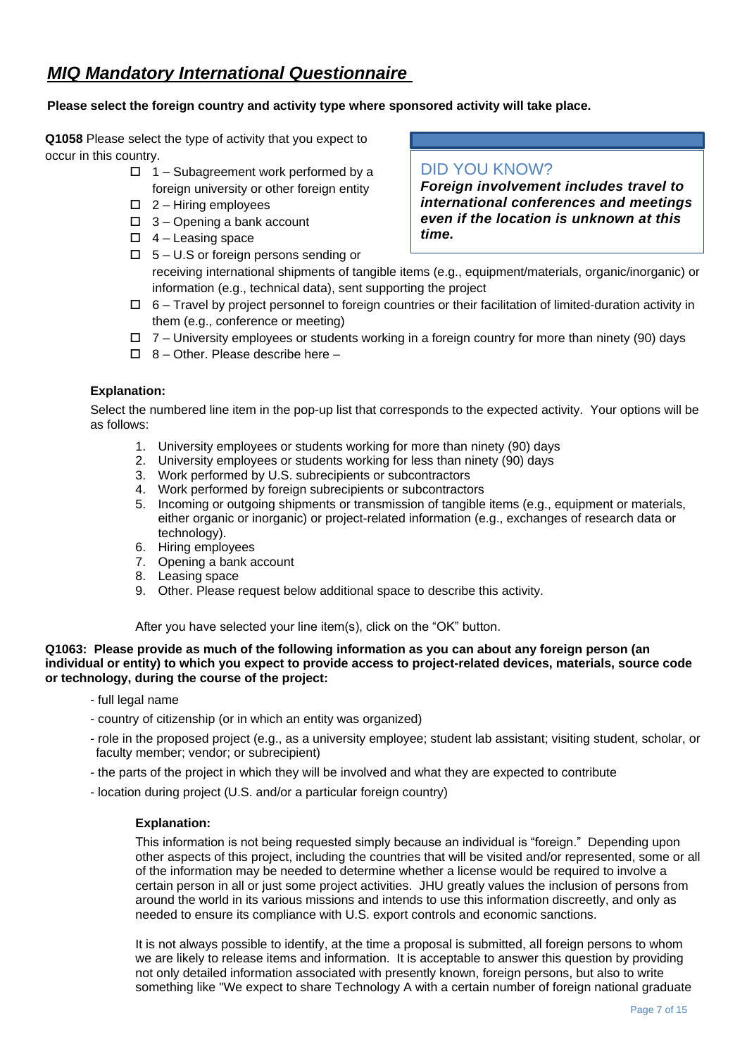## ***MIQ Mandatory International Questionnaire***

**Please select the foreign country and activity type where sponsored activity will take place.**

**Q1058** Please select the type of activity that you expect to occur in this country.

- ☐ 1 – Subagreement work performed by a foreign university or other foreign entity
- ☐ 2 – Hiring employees
- ☐ 3 – Opening a bank account
- ☐ 4 – Leasing space
- ☐ 5 – U.S or foreign persons sending or receiving international shipments of tangible items (e.g., equipment/materials, organic/inorganic) or information (e.g., technical data), sent supporting the project
- ☐ 6 – Travel by project personnel to foreign countries or their facilitation of limited-duration activity in them (e.g., conference or meeting)
- ☐ 7 – University employees or students working in a foreign country for more than ninety (90) days
- ☐ 8 – Other. Please describe here –

> DID YOU KNOW?
> ***Foreign involvement includes travel to international conferences and meetings even if the location is unknown at this time.***

**Explanation:**

Select the numbered line item in the pop-up list that corresponds to the expected activity. Your options will be as follows:

1. University employees or students working for more than ninety (90) days
2. University employees or students working for less than ninety (90) days
3. Work performed by U.S. subrecipients or subcontractors
4. Work performed by foreign subrecipients or subcontractors
5. Incoming or outgoing shipments or transmission of tangible items (e.g., equipment or materials, either organic or inorganic) or project-related information (e.g., exchanges of research data or technology).
6. Hiring employees
7. Opening a bank account
8. Leasing space
9. Other. Please request below additional space to describe this activity.

After you have selected your line item(s), click on the "OK" button.

**Q1063: Please provide as much of the following information as you can about any foreign person (an individual or entity) to which you expect to provide access to project-related devices, materials, source code or technology, during the course of the project:**

- full legal name
- country of citizenship (or in which an entity was organized)
- role in the proposed project (e.g., as a university employee; student lab assistant; visiting student, scholar, or faculty member; vendor; or subrecipient)
- the parts of the project in which they will be involved and what they are expected to contribute
- location during project (U.S. and/or a particular foreign country)

**Explanation:**

This information is not being requested simply because an individual is "foreign." Depending upon other aspects of this project, including the countries that will be visited and/or represented, some or all of the information may be needed to determine whether a license would be required to involve a certain person in all or just some project activities. JHU greatly values the inclusion of persons from around the world in its various missions and intends to use this information discreetly, and only as needed to ensure its compliance with U.S. export controls and economic sanctions.

It is not always possible to identify, at the time a proposal is submitted, all foreign persons to whom we are likely to release items and information. It is acceptable to answer this question by providing not only detailed information associated with presently known, foreign persons, but also to write something like "We expect to share Technology A with a certain number of foreign national graduate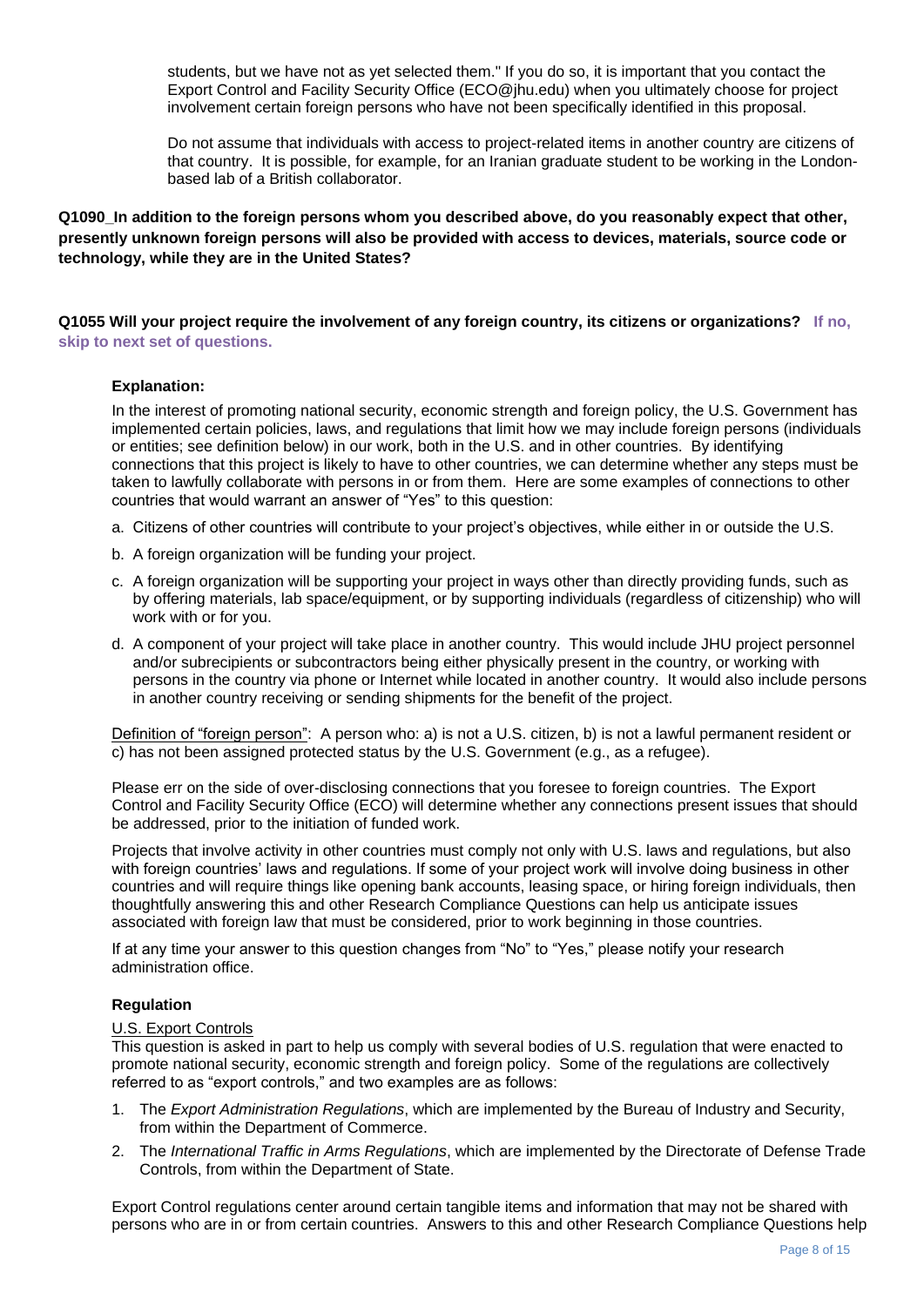students, but we have not as yet selected them." If you do so, it is important that you contact the Export Control and Facility Security Office (ECO@jhu.edu) when you ultimately choose for project involvement certain foreign persons who have not been specifically identified in this proposal.

Do not assume that individuals with access to project-related items in another country are citizens of that country. It is possible, for example, for an Iranian graduate student to be working in the London-based lab of a British collaborator.

**Q1090_In addition to the foreign persons whom you described above, do you reasonably expect that other, presently unknown foreign persons will also be provided with access to devices, materials, source code or technology, while they are in the United States?**

**Q1055 Will your project require the involvement of any foreign country, its citizens or organizations? If no, skip to next set of questions.**

**Explanation:**

In the interest of promoting national security, economic strength and foreign policy, the U.S. Government has implemented certain policies, laws, and regulations that limit how we may include foreign persons (individuals or entities; see definition below) in our work, both in the U.S. and in other countries. By identifying connections that this project is likely to have to other countries, we can determine whether any steps must be taken to lawfully collaborate with persons in or from them. Here are some examples of connections to other countries that would warrant an answer of "Yes" to this question:

a. Citizens of other countries will contribute to your project's objectives, while either in or outside the U.S.
b. A foreign organization will be funding your project.
c. A foreign organization will be supporting your project in ways other than directly providing funds, such as by offering materials, lab space/equipment, or by supporting individuals (regardless of citizenship) who will work with or for you.
d. A component of your project will take place in another country. This would include JHU project personnel and/or subrecipients or subcontractors being either physically present in the country, or working with persons in the country via phone or Internet while located in another country. It would also include persons in another country receiving or sending shipments for the benefit of the project.

Definition of "foreign person": A person who: a) is not a U.S. citizen, b) is not a lawful permanent resident or c) has not been assigned protected status by the U.S. Government (e.g., as a refugee).

Please err on the side of over-disclosing connections that you foresee to foreign countries. The Export Control and Facility Security Office (ECO) will determine whether any connections present issues that should be addressed, prior to the initiation of funded work.

Projects that involve activity in other countries must comply not only with U.S. laws and regulations, but also with foreign countries' laws and regulations. If some of your project work will involve doing business in other countries and will require things like opening bank accounts, leasing space, or hiring foreign individuals, then thoughtfully answering this and other Research Compliance Questions can help us anticipate issues associated with foreign law that must be considered, prior to work beginning in those countries.

If at any time your answer to this question changes from "No" to "Yes," please notify your research administration office.

**Regulation**

U.S. Export Controls

This question is asked in part to help us comply with several bodies of U.S. regulation that were enacted to promote national security, economic strength and foreign policy. Some of the regulations are collectively referred to as "export controls," and two examples are as follows:

1. The *Export Administration Regulations*, which are implemented by the Bureau of Industry and Security, from within the Department of Commerce.
2. The *International Traffic in Arms Regulations*, which are implemented by the Directorate of Defense Trade Controls, from within the Department of State.

Export Control regulations center around certain tangible items and information that may not be shared with persons who are in or from certain countries. Answers to this and other Research Compliance Questions help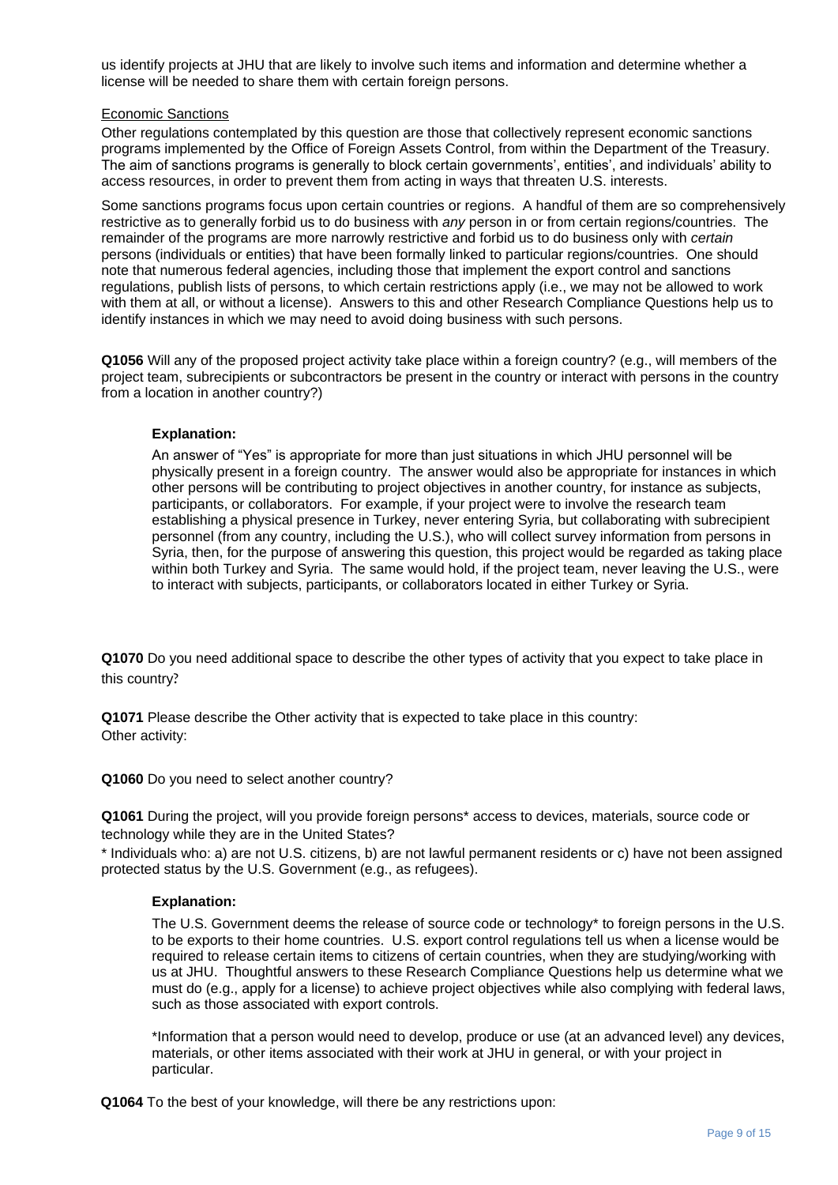us identify projects at JHU that are likely to involve such items and information and determine whether a license will be needed to share them with certain foreign persons.

Economic Sanctions

Other regulations contemplated by this question are those that collectively represent economic sanctions programs implemented by the Office of Foreign Assets Control, from within the Department of the Treasury. The aim of sanctions programs is generally to block certain governments', entities', and individuals' ability to access resources, in order to prevent them from acting in ways that threaten U.S. interests.

Some sanctions programs focus upon certain countries or regions. A handful of them are so comprehensively restrictive as to generally forbid us to do business with *any* person in or from certain regions/countries. The remainder of the programs are more narrowly restrictive and forbid us to do business only with *certain* persons (individuals or entities) that have been formally linked to particular regions/countries. One should note that numerous federal agencies, including those that implement the export control and sanctions regulations, publish lists of persons, to which certain restrictions apply (i.e., we may not be allowed to work with them at all, or without a license). Answers to this and other Research Compliance Questions help us to identify instances in which we may need to avoid doing business with such persons.

**Q1056** Will any of the proposed project activity take place within a foreign country? (e.g., will members of the project team, subrecipients or subcontractors be present in the country or interact with persons in the country from a location in another country?)

> **Explanation:**
>
> An answer of "Yes" is appropriate for more than just situations in which JHU personnel will be physically present in a foreign country. The answer would also be appropriate for instances in which other persons will be contributing to project objectives in another country, for instance as subjects, participants, or collaborators. For example, if your project were to involve the research team establishing a physical presence in Turkey, never entering Syria, but collaborating with subrecipient personnel (from any country, including the U.S.), who will collect survey information from persons in Syria, then, for the purpose of answering this question, this project would be regarded as taking place within both Turkey and Syria. The same would hold, if the project team, never leaving the U.S., were to interact with subjects, participants, or collaborators located in either Turkey or Syria.

**Q1070** Do you need additional space to describe the other types of activity that you expect to take place in this country?

**Q1071** Please describe the Other activity that is expected to take place in this country:
Other activity:

**Q1060** Do you need to select another country?

**Q1061** During the project, will you provide foreign persons* access to devices, materials, source code or technology while they are in the United States?

* Individuals who: a) are not U.S. citizens, b) are not lawful permanent residents or c) have not been assigned protected status by the U.S. Government (e.g., as refugees).

> **Explanation:**
>
> The U.S. Government deems the release of source code or technology* to foreign persons in the U.S. to be exports to their home countries. U.S. export control regulations tell us when a license would be required to release certain items to citizens of certain countries, when they are studying/working with us at JHU. Thoughtful answers to these Research Compliance Questions help us determine what we must do (e.g., apply for a license) to achieve project objectives while also complying with federal laws, such as those associated with export controls.
>
> *Information that a person would need to develop, produce or use (at an advanced level) any devices, materials, or other items associated with their work at JHU in general, or with your project in particular.

**Q1064** To the best of your knowledge, will there be any restrictions upon: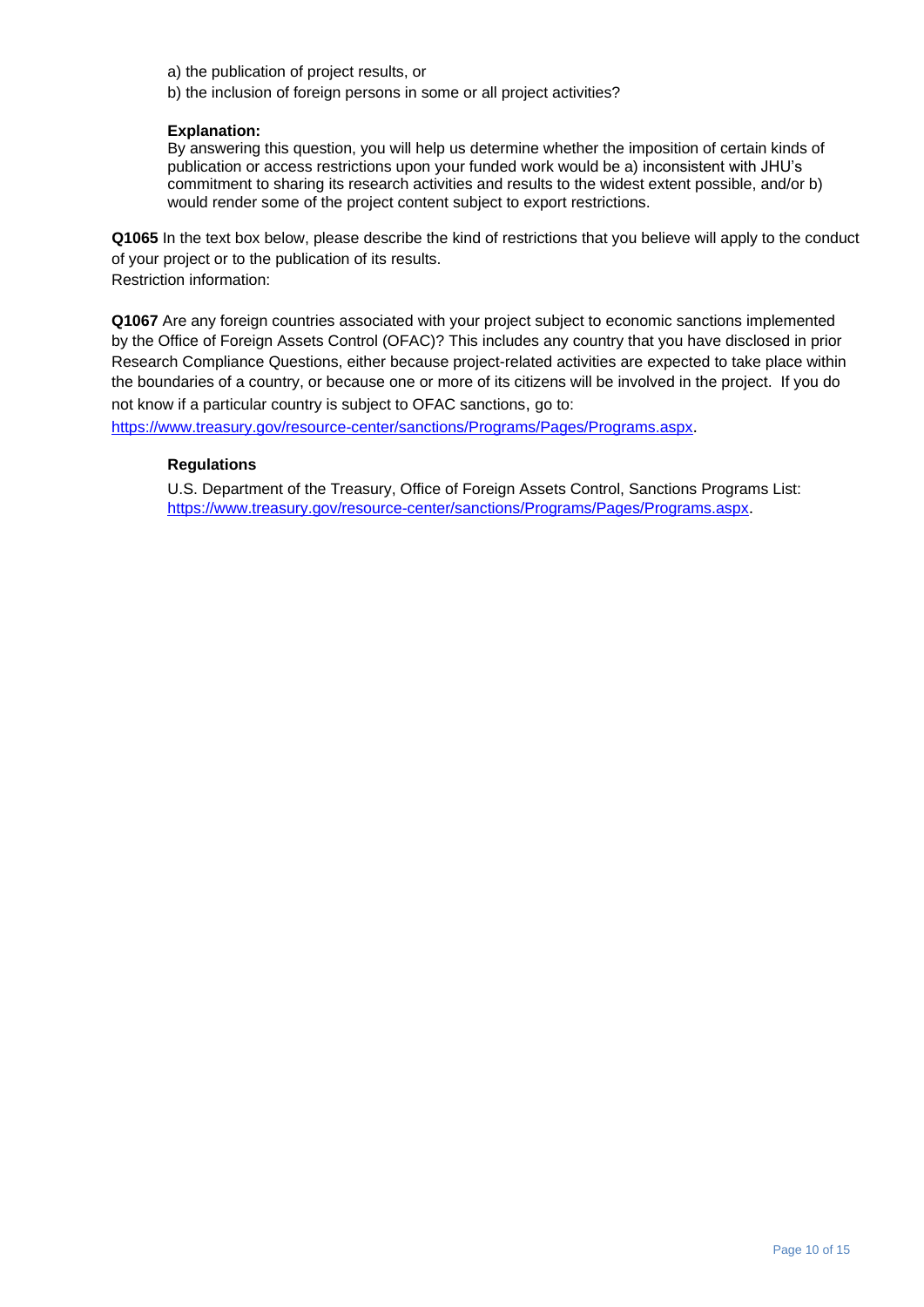a) the publication of project results, or
b) the inclusion of foreign persons in some or all project activities?

**Explanation:**
By answering this question, you will help us determine whether the imposition of certain kinds of publication or access restrictions upon your funded work would be a) inconsistent with JHU's commitment to sharing its research activities and results to the widest extent possible, and/or b) would render some of the project content subject to export restrictions.

**Q1065** In the text box below, please describe the kind of restrictions that you believe will apply to the conduct of your project or to the publication of its results.
Restriction information:

**Q1067** Are any foreign countries associated with your project subject to economic sanctions implemented by the Office of Foreign Assets Control (OFAC)? This includes any country that you have disclosed in prior Research Compliance Questions, either because project-related activities are expected to take place within the boundaries of a country, or because one or more of its citizens will be involved in the project. If you do not know if a particular country is subject to OFAC sanctions, go to:
https://www.treasury.gov/resource-center/sanctions/Programs/Pages/Programs.aspx.

**Regulations**

U.S. Department of the Treasury, Office of Foreign Assets Control, Sanctions Programs List: https://www.treasury.gov/resource-center/sanctions/Programs/Pages/Programs.aspx.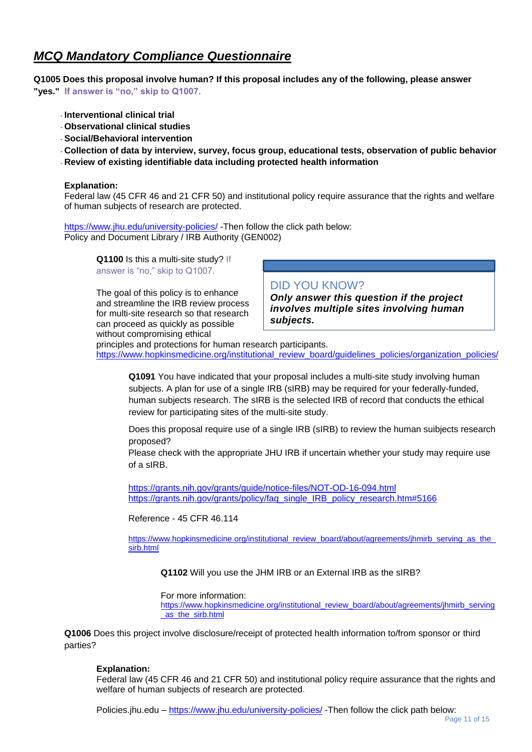## *MCQ Mandatory Compliance Questionnaire*

**Q1005 Does this proposal involve human? If this proposal includes any of the following, please answer "yes."** If answer is "no," skip to Q1007.

- **Interventional clinical trial**
- **Observational clinical studies**
- **Social/Behavioral intervention**
- **Collection of data by interview, survey, focus group, educational tests, observation of public behavior**
- **Review of existing identifiable data including protected health information**

**Explanation:**
Federal law (45 CFR 46 and 21 CFR 50) and institutional policy require assurance that the rights and welfare of human subjects of research are protected.

https://www.jhu.edu/university-policies/ -Then follow the click path below:
Policy and Document Library / IRB Authority (GEN002)

**Q1100** Is this a multi-site study? If answer is "no," skip to Q1007.

> DID YOU KNOW?
> ***Only answer this question if the project involves multiple sites involving human subjects.***

The goal of this policy is to enhance and streamline the IRB review process for multi-site research so that research can proceed as quickly as possible without compromising ethical principles and protections for human research participants.
https://www.hopkinsmedicine.org/institutional_review_board/guidelines_policies/organization_policies/

**Q1091** You have indicated that your proposal includes a multi-site study involving human subjects. A plan for use of a single IRB (sIRB) may be required for your federally-funded, human subjects research. The sIRB is the selected IRB of record that conducts the ethical review for participating sites of the multi-site study.

Does this proposal require use of a single IRB (sIRB) to review the human suibjects research proposed?
Please check with the appropriate JHU IRB if uncertain whether your study may require use of a sIRB.

https://grants.nih.gov/grants/guide/notice-files/NOT-OD-16-094.html
https://grants.nih.gov/grants/policy/faq_single_IRB_policy_research.htm#5166

Reference - 45 CFR 46.114

https://www.hopkinsmedicine.org/institutional_review_board/about/agreements/jhmirb_serving_as_the_sirb.html

**Q1102** Will you use the JHM IRB or an External IRB as the sIRB?

For more information:
https://www.hopkinsmedicine.org/institutional_review_board/about/agreements/jhmirb_serving_as_the_sirb.html

**Q1006** Does this project involve disclosure/receipt of protected health information to/from sponsor or third parties?

**Explanation:**
Federal law (45 CFR 46 and 21 CFR 50) and institutional policy require assurance that the rights and welfare of human subjects of research are protected.

Policies.jhu.edu – https://www.jhu.edu/university-policies/ -Then follow the click path below: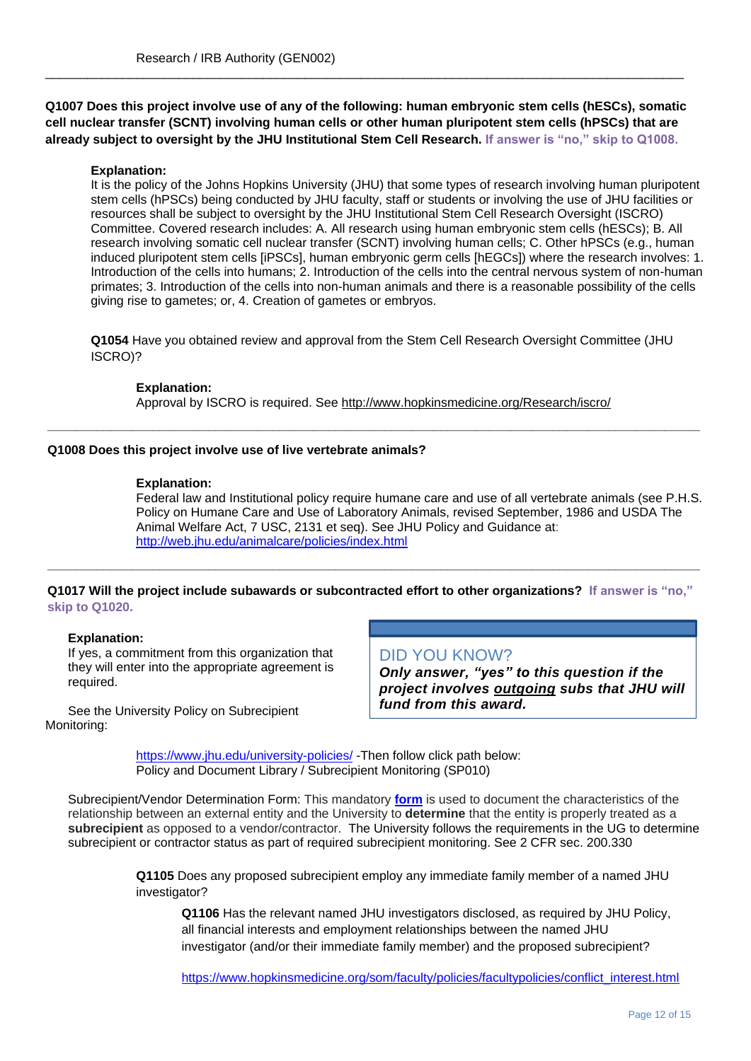**Q1007 Does this project involve use of any of the following: human embryonic stem cells (hESCs), somatic cell nuclear transfer (SCNT) involving human cells or other human pluripotent stem cells (hPSCs) that are already subject to oversight by the JHU Institutional Stem Cell Research. If answer is "no," skip to Q1008.**

**Explanation:**
It is the policy of the Johns Hopkins University (JHU) that some types of research involving human pluripotent stem cells (hPSCs) being conducted by JHU faculty, staff or students or involving the use of JHU facilities or resources shall be subject to oversight by the JHU Institutional Stem Cell Research Oversight (ISCRO) Committee. Covered research includes: A. All research using human embryonic stem cells (hESCs); B. All research involving somatic cell nuclear transfer (SCNT) involving human cells; C. Other hPSCs (e.g., human induced pluripotent stem cells [iPSCs], human embryonic germ cells [hEGCs]) where the research involves: 1. Introduction of the cells into humans; 2. Introduction of the cells into the central nervous system of non-human primates; 3. Introduction of the cells into non-human animals and there is a reasonable possibility of the cells giving rise to gametes; or, 4. Creation of gametes or embryos.

**Q1054** Have you obtained review and approval from the Stem Cell Research Oversight Committee (JHU ISCRO)?

**Explanation:**
Approval by ISCRO is required. See http://www.hopkinsmedicine.org/Research/iscro/

---

**Q1008 Does this project involve use of live vertebrate animals?**

**Explanation:**
Federal law and Institutional policy require humane care and use of all vertebrate animals (see P.H.S. Policy on Humane Care and Use of Laboratory Animals, revised September, 1986 and USDA The Animal Welfare Act, 7 USC, 2131 et seq). See JHU Policy and Guidance at: http://web.jhu.edu/animalcare/policies/index.html

---

**Q1017 Will the project include subawards or subcontracted effort to other organizations? If answer is "no," skip to Q1020.**

**Explanation:**
If yes, a commitment from this organization that they will enter into the appropriate agreement is required.

See the University Policy on Subrecipient Monitoring:

> DID YOU KNOW?
> ***Only answer, "yes" to this question if the project involves outgoing subs that JHU will fund from this award.***

https://www.jhu.edu/university-policies/ -Then follow click path below:
Policy and Document Library / Subrecipient Monitoring (SP010)

Subrecipient/Vendor Determination Form: This mandatory **form** is used to document the characteristics of the relationship between an external entity and the University to **determine** that the entity is properly treated as a **subrecipient** as opposed to a vendor/contractor. The University follows the requirements in the UG to determine subrecipient or contractor status as part of required subrecipient monitoring. See 2 CFR sec. 200.330

**Q1105** Does any proposed subrecipient employ any immediate family member of a named JHU investigator?

**Q1106** Has the relevant named JHU investigators disclosed, as required by JHU Policy, all financial interests and employment relationships between the named JHU investigator (and/or their immediate family member) and the proposed subrecipient?

https://www.hopkinsmedicine.org/som/faculty/policies/facultypolicies/conflict_interest.html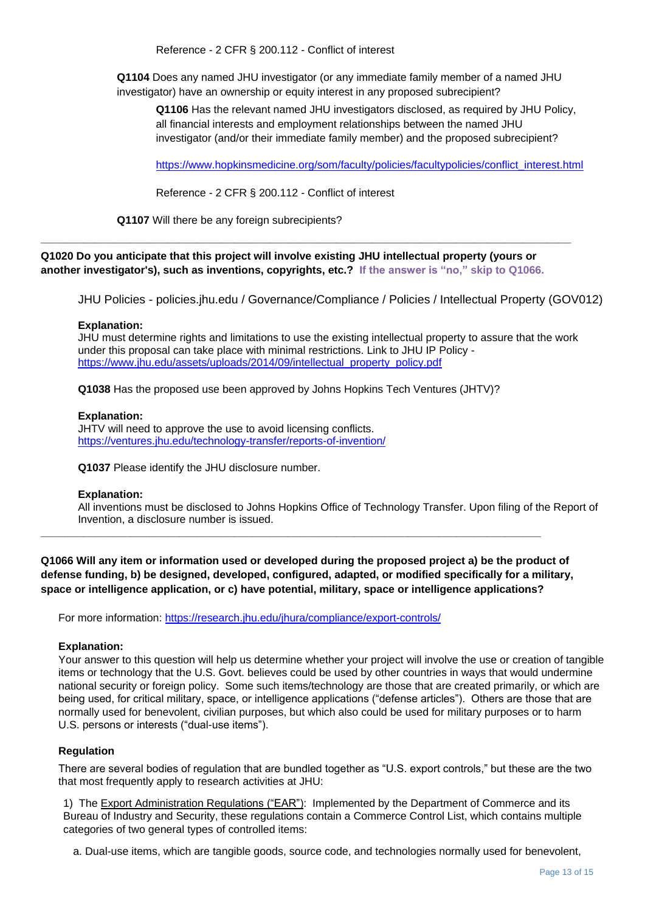Reference - 2 CFR § 200.112 - Conflict of interest

**Q1104** Does any named JHU investigator (or any immediate family member of a named JHU investigator) have an ownership or equity interest in any proposed subrecipient?

**Q1106** Has the relevant named JHU investigators disclosed, as required by JHU Policy, all financial interests and employment relationships between the named JHU investigator (and/or their immediate family member) and the proposed subrecipient?

https://www.hopkinsmedicine.org/som/faculty/policies/facultypolicies/conflict_interest.html

Reference - 2 CFR § 200.112 - Conflict of interest

**Q1107** Will there be any foreign subrecipients?

---

**Q1020 Do you anticipate that this project will involve existing JHU intellectual property (yours or another investigator's), such as inventions, copyrights, etc.? If the answer is "no," skip to Q1066.**

JHU Policies - policies.jhu.edu / Governance/Compliance / Policies / Intellectual Property (GOV012)

**Explanation:**
JHU must determine rights and limitations to use the existing intellectual property to assure that the work under this proposal can take place with minimal restrictions. Link to JHU IP Policy - https://www.jhu.edu/assets/uploads/2014/09/intellectual_property_policy.pdf

**Q1038** Has the proposed use been approved by Johns Hopkins Tech Ventures (JHTV)?

**Explanation:**
JHTV will need to approve the use to avoid licensing conflicts.
https://ventures.jhu.edu/technology-transfer/reports-of-invention/

**Q1037** Please identify the JHU disclosure number.

**Explanation:**
All inventions must be disclosed to Johns Hopkins Office of Technology Transfer. Upon filing of the Report of Invention, a disclosure number is issued.

---

**Q1066 Will any item or information used or developed during the proposed project a) be the product of defense funding, b) be designed, developed, configured, adapted, or modified specifically for a military, space or intelligence application, or c) have potential, military, space or intelligence applications?**

For more information: https://research.jhu.edu/jhura/compliance/export-controls/

**Explanation:**
Your answer to this question will help us determine whether your project will involve the use or creation of tangible items or technology that the U.S. Govt. believes could be used by other countries in ways that would undermine national security or foreign policy. Some such items/technology are those that are created primarily, or which are being used, for critical military, space, or intelligence applications ("defense articles"). Others are those that are normally used for benevolent, civilian purposes, but which also could be used for military purposes or to harm U.S. persons or interests ("dual-use items").

**Regulation**

There are several bodies of regulation that are bundled together as "U.S. export controls," but these are the two that most frequently apply to research activities at JHU:

1) The Export Administration Regulations ("EAR"): Implemented by the Department of Commerce and its Bureau of Industry and Security, these regulations contain a Commerce Control List, which contains multiple categories of two general types of controlled items:

a. Dual-use items, which are tangible goods, source code, and technologies normally used for benevolent,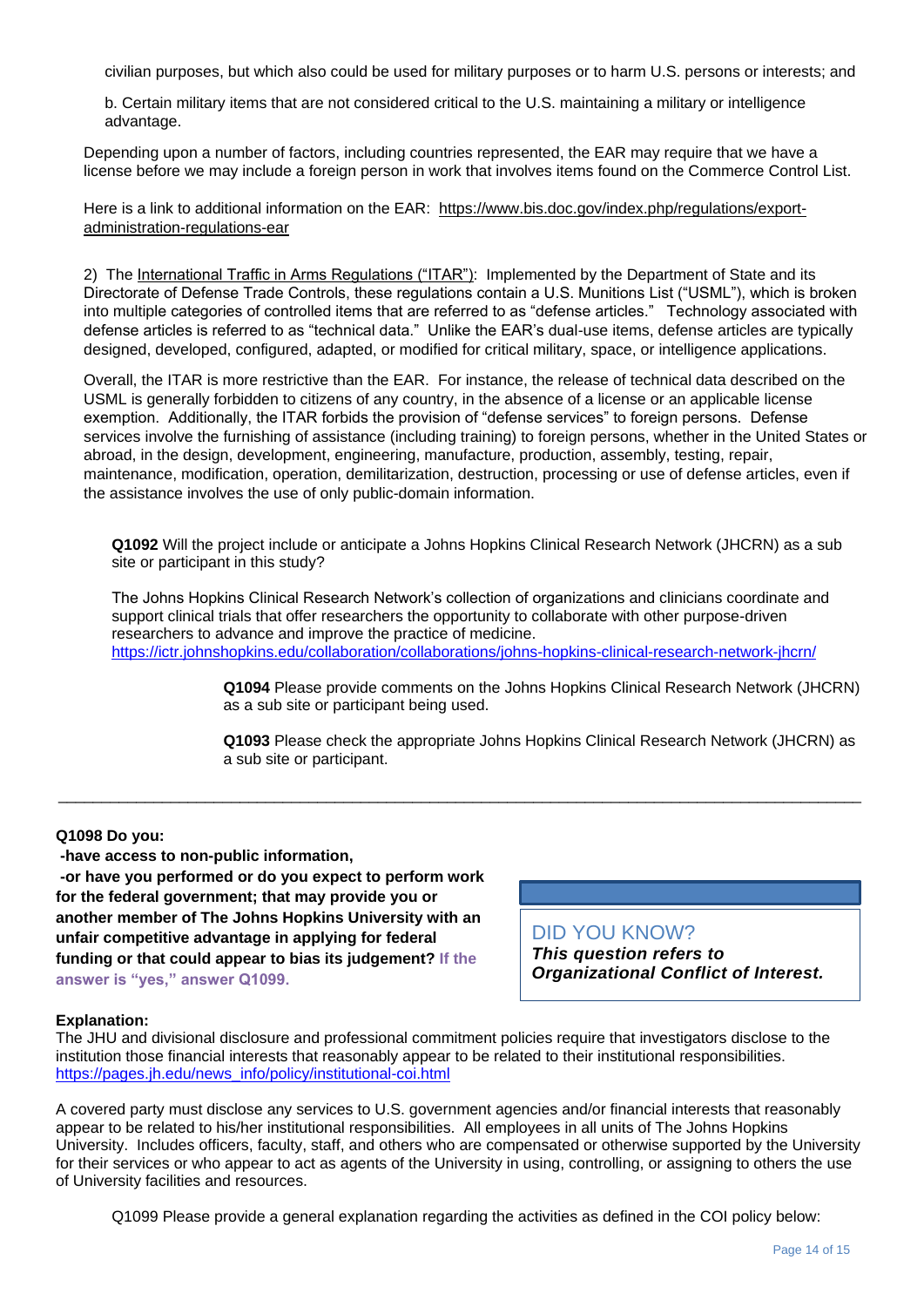civilian purposes, but which also could be used for military purposes or to harm U.S. persons or interests; and

b. Certain military items that are not considered critical to the U.S. maintaining a military or intelligence advantage.

Depending upon a number of factors, including countries represented, the EAR may require that we have a license before we may include a foreign person in work that involves items found on the Commerce Control List.

Here is a link to additional information on the EAR: https://www.bis.doc.gov/index.php/regulations/export-administration-regulations-ear

2) The International Traffic in Arms Regulations ("ITAR"): Implemented by the Department of State and its Directorate of Defense Trade Controls, these regulations contain a U.S. Munitions List ("USML"), which is broken into multiple categories of controlled items that are referred to as "defense articles." Technology associated with defense articles is referred to as "technical data." Unlike the EAR's dual-use items, defense articles are typically designed, developed, configured, adapted, or modified for critical military, space, or intelligence applications.

Overall, the ITAR is more restrictive than the EAR. For instance, the release of technical data described on the USML is generally forbidden to citizens of any country, in the absence of a license or an applicable license exemption. Additionally, the ITAR forbids the provision of "defense services" to foreign persons. Defense services involve the furnishing of assistance (including training) to foreign persons, whether in the United States or abroad, in the design, development, engineering, manufacture, production, assembly, testing, repair, maintenance, modification, operation, demilitarization, destruction, processing or use of defense articles, even if the assistance involves the use of only public-domain information.

**Q1092** Will the project include or anticipate a Johns Hopkins Clinical Research Network (JHCRN) as a sub site or participant in this study?

The Johns Hopkins Clinical Research Network's collection of organizations and clinicians coordinate and support clinical trials that offer researchers the opportunity to collaborate with other purpose-driven researchers to advance and improve the practice of medicine.
https://ictr.johnshopkins.edu/collaboration/collaborations/johns-hopkins-clinical-research-network-jhcrn/

**Q1094** Please provide comments on the Johns Hopkins Clinical Research Network (JHCRN) as a sub site or participant being used.

**Q1093** Please check the appropriate Johns Hopkins Clinical Research Network (JHCRN) as a sub site or participant.

---

**Q1098 Do you:**
**-have access to non-public information,**
**-or have you performed or do you expect to perform work for the federal government; that may provide you or another member of The Johns Hopkins University with an unfair competitive advantage in applying for federal funding or that could appear to bias its judgement?** **If the answer is "yes," answer Q1099.**

DID YOU KNOW?
***This question refers to Organizational Conflict of Interest.***

**Explanation:**
The JHU and divisional disclosure and professional commitment policies require that investigators disclose to the institution those financial interests that reasonably appear to be related to their institutional responsibilities.
https://pages.jh.edu/news_info/policy/institutional-coi.html

A covered party must disclose any services to U.S. government agencies and/or financial interests that reasonably appear to be related to his/her institutional responsibilities. All employees in all units of The Johns Hopkins University. Includes officers, faculty, staff, and others who are compensated or otherwise supported by the University for their services or who appear to act as agents of the University in using, controlling, or assigning to others the use of University facilities and resources.

Q1099 Please provide a general explanation regarding the activities as defined in the COI policy below: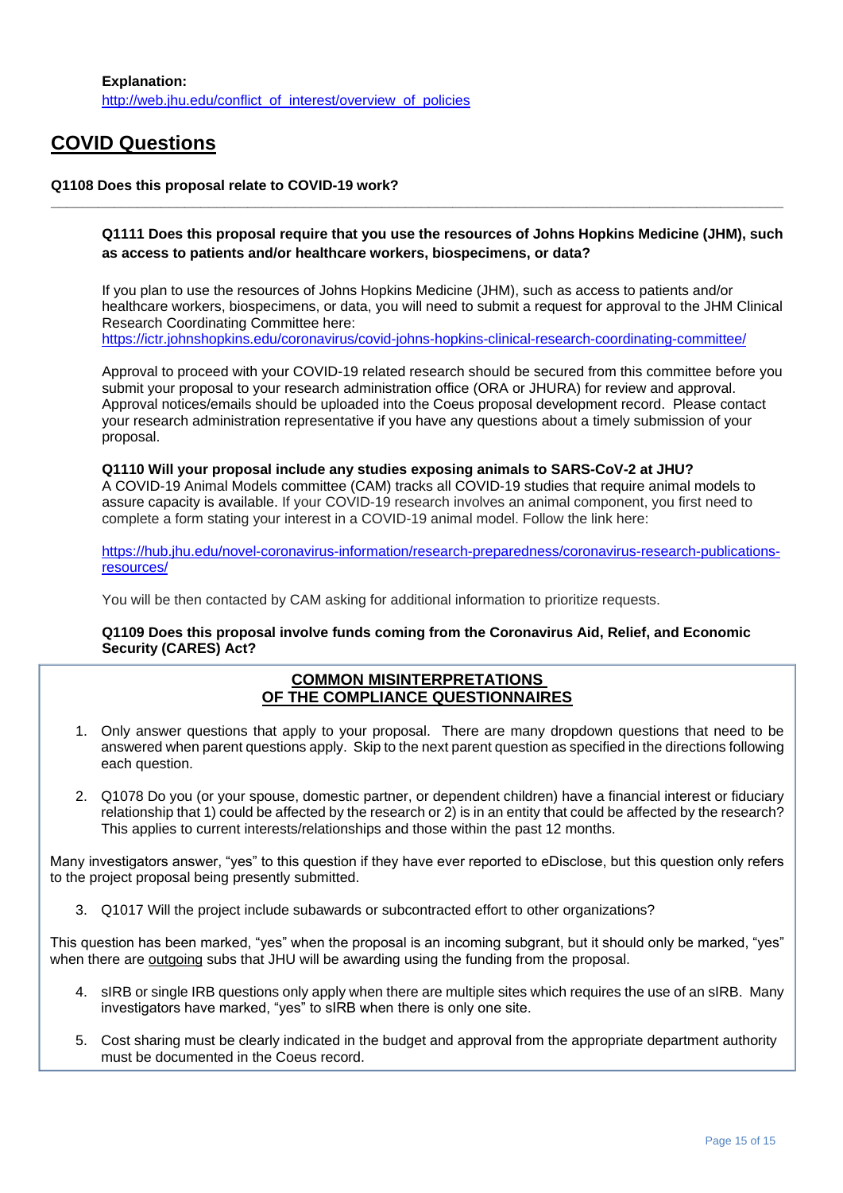**Explanation:**
http://web.jhu.edu/conflict_of_interest/overview_of_policies

## COVID Questions

**Q1108 Does this proposal relate to COVID-19 work?**

---

**Q1111 Does this proposal require that you use the resources of Johns Hopkins Medicine (JHM), such as access to patients and/or healthcare workers, biospecimens, or data?**

If you plan to use the resources of Johns Hopkins Medicine (JHM), such as access to patients and/or healthcare workers, biospecimens, or data, you will need to submit a request for approval to the JHM Clinical Research Coordinating Committee here:
https://ictr.johnshopkins.edu/coronavirus/covid-johns-hopkins-clinical-research-coordinating-committee/

Approval to proceed with your COVID-19 related research should be secured from this committee before you submit your proposal to your research administration office (ORA or JHURA) for review and approval. Approval notices/emails should be uploaded into the Coeus proposal development record. Please contact your research administration representative if you have any questions about a timely submission of your proposal.

**Q1110 Will your proposal include any studies exposing animals to SARS-CoV-2 at JHU?**
A COVID-19 Animal Models committee (CAM) tracks all COVID-19 studies that require animal models to assure capacity is available. If your COVID-19 research involves an animal component, you first need to complete a form stating your interest in a COVID-19 animal model. Follow the link here:

https://hub.jhu.edu/novel-coronavirus-information/research-preparedness/coronavirus-research-publications-resources/

You will be then contacted by CAM asking for additional information to prioritize requests.

**Q1109 Does this proposal involve funds coming from the Coronavirus Aid, Relief, and Economic Security (CARES) Act?**

**COMMON MISINTERPRETATIONS OF THE COMPLIANCE QUESTIONNAIRES**

1. Only answer questions that apply to your proposal. There are many dropdown questions that need to be answered when parent questions apply. Skip to the next parent question as specified in the directions following each question.

2. Q1078 Do you (or your spouse, domestic partner, or dependent children) have a financial interest or fiduciary relationship that 1) could be affected by the research or 2) is in an entity that could be affected by the research? This applies to current interests/relationships and those within the past 12 months.

Many investigators answer, "yes" to this question if they have ever reported to eDisclose, but this question only refers to the project proposal being presently submitted.

3. Q1017 Will the project include subawards or subcontracted effort to other organizations?

This question has been marked, "yes" when the proposal is an incoming subgrant, but it should only be marked, "yes" when there are outgoing subs that JHU will be awarding using the funding from the proposal.

4. sIRB or single IRB questions only apply when there are multiple sites which requires the use of an sIRB. Many investigators have marked, "yes" to sIRB when there is only one site.

5. Cost sharing must be clearly indicated in the budget and approval from the appropriate department authority must be documented in the Coeus record.